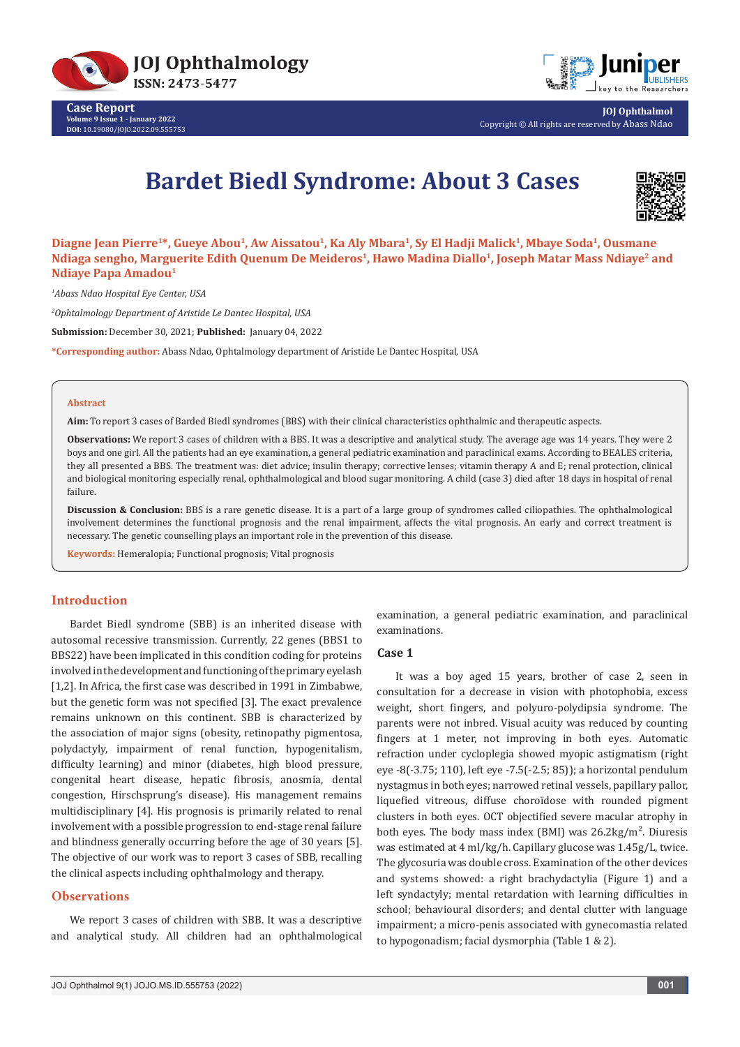Case Report
Volume 9 Issue 1 - January 2022
DOI: 10.19080/JOJO.2022.09.555753

JOJ Ophthalmol
Copyright © All rights are reserved by Abass Ndao

# Bardet Biedl Syndrome: About 3 Cases

**Diagne Jean Pierre[1]\*, Gueye Abou[1], Aw Aissatou[1], Ka Aly Mbara[1], Sy El Hadji Malick[1], Mbaye Soda[1], Ousmane Ndiaga sengho, Marguerite Edith Quenum De Meideros[1], Hawo Madina Diallo[1], Joseph Matar Mass Ndiaye[2] and Ndiaye Papa Amadou[1]**

*[1]Abass Ndao Hospital Eye Center, USA*

*[2]Ophtalmology Department of Aristide Le Dantec Hospital, USA*

**Submission:** December 30, 2021; **Published:** January 04, 2022

**\*Corresponding author:** Abass Ndao, Ophtalmology department of Aristide Le Dantec Hospital, USA

## Abstract

**Aim:** To report 3 cases of Barded Biedl syndromes (BBS) with their clinical characteristics ophthalmic and therapeutic aspects.

**Observations:** We report 3 cases of children with a BBS. It was a descriptive and analytical study. The average age was 14 years. They were 2 boys and one girl. All the patients had an eye examination, a general pediatric examination and paraclinical exams. According to BEALES criteria, they all presented a BBS. The treatment was: diet advice; insulin therapy; corrective lenses; vitamin therapy A and E; renal protection, clinical and biological monitoring especially renal, ophthalmological and blood sugar monitoring. A child (case 3) died after 18 days in hospital of renal failure.

**Discussion & Conclusion:** BBS is a rare genetic disease. It is a part of a large group of syndromes called ciliopathies. The ophthalmological involvement determines the functional prognosis and the renal impairment, affects the vital prognosis. An early and correct treatment is necessary. The genetic counselling plays an important role in the prevention of this disease.

**Keywords:** Hemeralopia; Functional prognosis; Vital prognosis

## Introduction

Bardet Biedl syndrome (SBB) is an inherited disease with autosomal recessive transmission. Currently, 22 genes (BBS1 to BBS22) have been implicated in this condition coding for proteins involved in the development and functioning of the primary eyelash [1,2]. In Africa, the first case was described in 1991 in Zimbabwe, but the genetic form was not specified [3]. The exact prevalence remains unknown on this continent. SBB is characterized by the association of major signs (obesity, retinopathy pigmentosa, polydactyly, impairment of renal function, hypogenitalism, difficulty learning) and minor (diabetes, high blood pressure, congenital heart disease, hepatic fibrosis, anosmia, dental congestion, Hirschsprung's disease). His management remains multidisciplinary [4]. His prognosis is primarily related to renal involvement with a possible progression to end-stage renal failure and blindness generally occurring before the age of 30 years [5]. The objective of our work was to report 3 cases of SBB, recalling the clinical aspects including ophthalmology and therapy.

## Observations

We report 3 cases of children with SBB. It was a descriptive and analytical study. All children had an ophthalmological examination, a general pediatric examination, and paraclinical examinations.

### Case 1

It was a boy aged 15 years, brother of case 2, seen in consultation for a decrease in vision with photophobia, excess weight, short fingers, and polyuro-polydipsia syndrome. The parents were not inbred. Visual acuity was reduced by counting fingers at 1 meter, not improving in both eyes. Automatic refraction under cycloplegia showed myopic astigmatism (right eye -8(-3.75; 110), left eye -7.5(-2.5; 85)); a horizontal pendulum nystagmus in both eyes; narrowed retinal vessels, papillary pallor, liquefied vitreous, diffuse choroïdose with rounded pigment clusters in both eyes. OCT objectified severe macular atrophy in both eyes. The body mass index (BMI) was 26.2kg/m². Diuresis was estimated at 4 ml/kg/h. Capillary glucose was 1.45g/L, twice. The glycosuria was double cross. Examination of the other devices and systems showed: a right brachydactylia (Figure 1) and a left syndactyly; mental retardation with learning difficulties in school; behavioural disorders; and dental clutter with language impairment; a micro-penis associated with gynecomastia related to hypogonadism; facial dysmorphia (Table 1 & 2).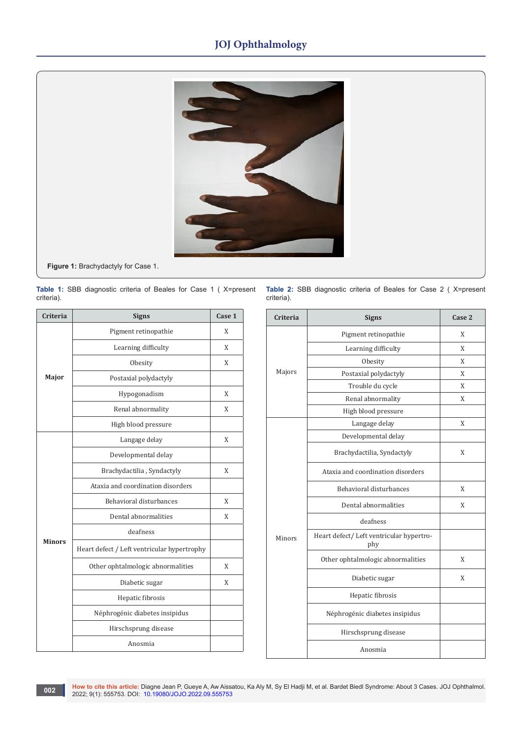Figure 1: Brachydactyly for Case 1.

Table 1: SBB diagnostic criteria of Beales for Case 1 ( X=present criteria).

| Criteria | Signs | Case 1 |
|---|---|---|
| Major | Pigment retinopathie | X |
| | Learning difficulty | X |
| | Obesity | X |
| | Postaxial polydactyly | |
| | Hypogonadism | X |
| | Renal abnormality | X |
| | High blood pressure | |
| Minors | Langage delay | X |
| | Developmental delay | |
| | Brachydactilia , Syndactyly | X |
| | Ataxia and coordination disorders | |
| | Behavioral disturbances | X |
| | Dental abnormalities | X |
| | deafness | |
| | Heart defect / Left ventricular hypertrophy | |
| | Other ophtalmologic abnormalities | X |
| | Diabetic sugar | X |
| | Hepatic fibrosis | |
| | Néphrogénic diabetes insipidus | |
| | Hirschsprung disease | |
| | Anosmia | |

Table 2: SBB diagnostic criteria of Beales for Case 2 ( X=present criteria).

| Criteria | Signs | Case 2 |
|---|---|---|
| Majors | Pigment retinopathie | X |
| | Learning difficulty | X |
| | Obesity | X |
| | Postaxial polydactyly | X |
| | Trouble du cycle | X |
| | Renal abnormality | X |
| | High blood pressure | |
| Minors | Langage delay | X |
| | Developmental delay | |
| | Brachydactilia, Syndactyly | X |
| | Ataxia and coordination disorders | |
| | Behavioral disturbances | X |
| | Dental abnormalities | X |
| | deafness | |
| | Heart defect/ Left ventricular hypertrophy | |
| | Other ophtalmologic abnormalities | X |
| | Diabetic sugar | X |
| | Hepatic fibrosis | |
| | Néphrogénic diabetes insipidus | |
| | Hirschsprung disease | |
| | Anosmia | |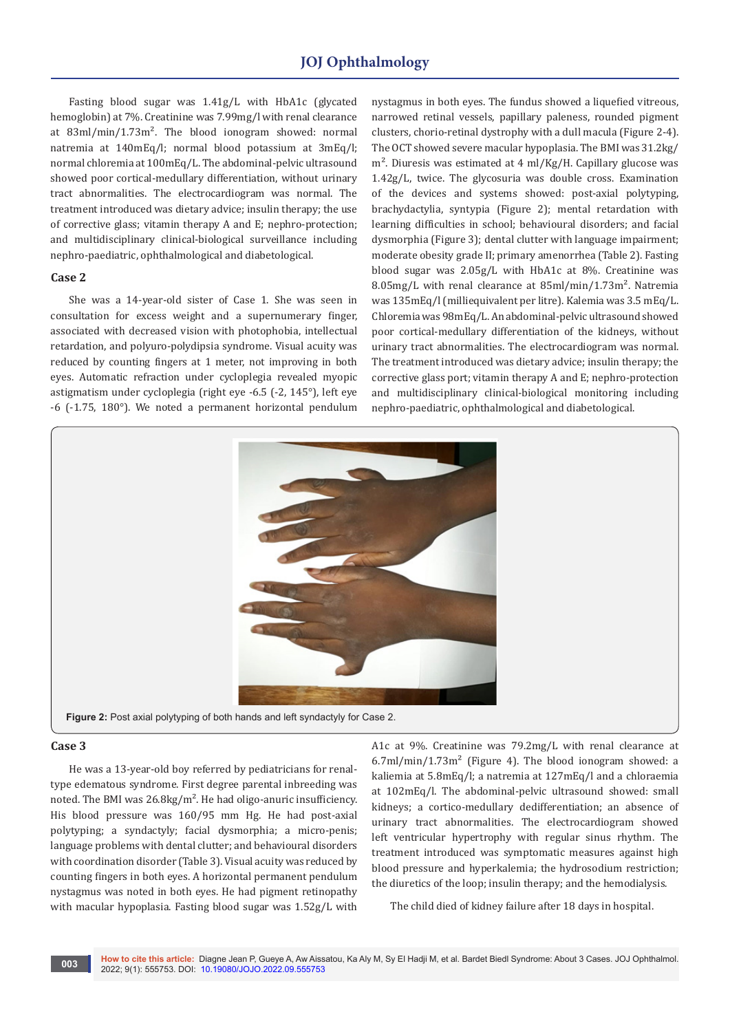Fasting blood sugar was 1.41g/L with HbA1c (glycated hemoglobin) at 7%. Creatinine was 7.99mg/l with renal clearance at 83ml/min/1.73m$^2$. The blood ionogram showed: normal natremia at 140mEq/l; normal blood potassium at 3mEq/l; normal chloremia at 100mEq/L. The abdominal-pelvic ultrasound showed poor cortical-medullary differentiation, without urinary tract abnormalities. The electrocardiogram was normal. The treatment introduced was dietary advice; insulin therapy; the use of corrective glass; vitamin therapy A and E; nephro-protection; and multidisciplinary clinical-biological surveillance including nephro-paediatric, ophthalmological and diabetological.

## Case 2

She was a 14-year-old sister of Case 1. She was seen in consultation for excess weight and a supernumerary finger, associated with decreased vision with photophobia, intellectual retardation, and polyuro-polydipsia syndrome. Visual acuity was reduced by counting fingers at 1 meter, not improving in both eyes. Automatic refraction under cycloplegia revealed myopic astigmatism under cycloplegia (right eye -6.5 (-2, 145°), left eye -6 (-1.75, 180°). We noted a permanent horizontal pendulum nystagmus in both eyes. The fundus showed a liquefied vitreous, narrowed retinal vessels, papillary paleness, rounded pigment clusters, chorio-retinal dystrophy with a dull macula (Figure 2-4). The OCT showed severe macular hypoplasia. The BMI was 31.2kg/m$^2$. Diuresis was estimated at 4 ml/Kg/H. Capillary glucose was 1.42g/L, twice. The glycosuria was double cross. Examination of the devices and systems showed: post-axial polytyping, brachydactylia, syntypia (Figure 2); mental retardation with learning difficulties in school; behavioural disorders; and facial dysmorphia (Figure 3); dental clutter with language impairment; moderate obesity grade II; primary amenorrhea (Table 2). Fasting blood sugar was 2.05g/L with HbA1c at 8%. Creatinine was 8.05mg/L with renal clearance at 85ml/min/1.73m$^2$. Natremia was 135mEq/l (milliequivalent per litre). Kalemia was 3.5 mEq/L. Chloremia was 98mEq/L. An abdominal-pelvic ultrasound showed poor cortical-medullary differentiation of the kidneys, without urinary tract abnormalities. The electrocardiogram was normal. The treatment introduced was dietary advice; insulin therapy; the corrective glass port; vitamin therapy A and E; nephro-protection and multidisciplinary clinical-biological monitoring including nephro-paediatric, ophthalmological and diabetological.

**Figure 2:** Post axial polytyping of both hands and left syndactyly for Case 2.

## Case 3

He was a 13-year-old boy referred by pediatricians for renal-type edematous syndrome. First degree parental inbreeding was noted. The BMI was 26.8kg/m$^2$. He had oligo-anuric insufficiency. His blood pressure was 160/95 mm Hg. He had post-axial polytyping; a syndactyly; facial dysmorphia; a micro-penis; language problems with dental clutter; and behavioural disorders with coordination disorder (Table 3). Visual acuity was reduced by counting fingers in both eyes. A horizontal permanent pendulum nystagmus was noted in both eyes. He had pigment retinopathy with macular hypoplasia. Fasting blood sugar was 1.52g/L with A1c at 9%. Creatinine was 79.2mg/L with renal clearance at 6.7ml/min/1.73m$^2$ (Figure 4). The blood ionogram showed: a kaliemia at 5.8mEq/l; a natremia at 127mEq/l and a chloraemia at 102mEq/l. The abdominal-pelvic ultrasound showed: small kidneys; a cortico-medullary dedifferentiation; an absence of urinary tract abnormalities. The electrocardiogram showed left ventricular hypertrophy with regular sinus rhythm. The treatment introduced was symptomatic measures against high blood pressure and hyperkalemia; the hydrosodium restriction; the diuretics of the loop; insulin therapy; and the hemodialysis.

The child died of kidney failure after 18 days in hospital.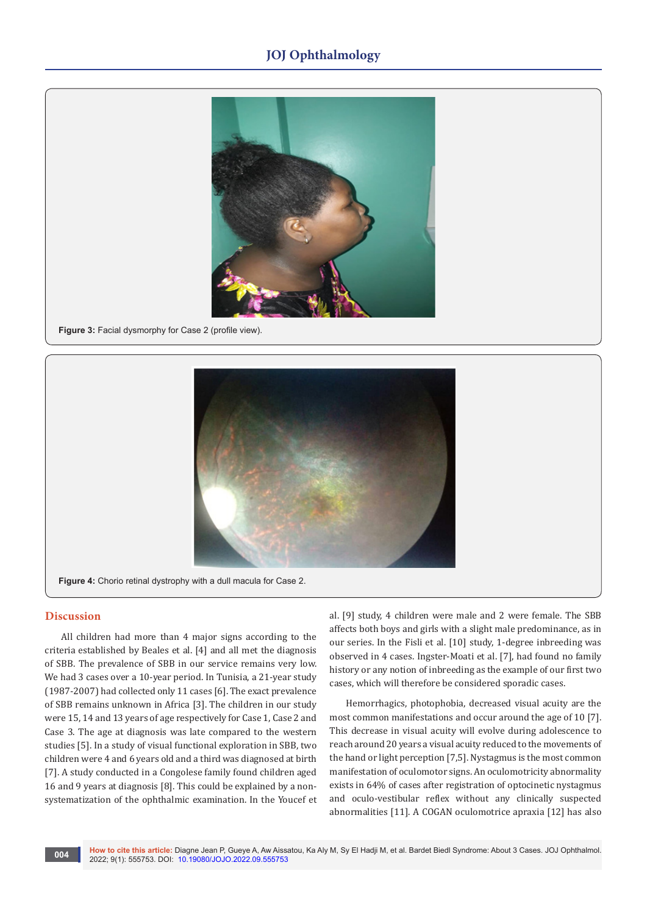Figure 3: Facial dysmorphy for Case 2 (profile view).

Figure 4: Chorio retinal dystrophy with a dull macula for Case 2.

## Discussion

All children had more than 4 major signs according to the criteria established by Beales et al. [4] and all met the diagnosis of SBB. The prevalence of SBB in our service remains very low. We had 3 cases over a 10-year period. In Tunisia, a 21-year study (1987-2007) had collected only 11 cases [6]. The exact prevalence of SBB remains unknown in Africa [3]. The children in our study were 15, 14 and 13 years of age respectively for Case 1, Case 2 and Case 3. The age at diagnosis was late compared to the western studies [5]. In a study of visual functional exploration in SBB, two children were 4 and 6 years old and a third was diagnosed at birth [7]. A study conducted in a Congolese family found children aged 16 and 9 years at diagnosis [8]. This could be explained by a non-systematization of the ophthalmic examination. In the Youcef et al. [9] study, 4 children were male and 2 were female. The SBB affects both boys and girls with a slight male predominance, as in our series. In the Fisli et al. [10] study, 1-degree inbreeding was observed in 4 cases. Ingster-Moati et al. [7], had found no family history or any notion of inbreeding as the example of our first two cases, which will therefore be considered sporadic cases.

Hemorrhagics, photophobia, decreased visual acuity are the most common manifestations and occur around the age of 10 [7]. This decrease in visual acuity will evolve during adolescence to reach around 20 years a visual acuity reduced to the movements of the hand or light perception [7,5]. Nystagmus is the most common manifestation of oculomotor signs. An oculomotricity abnormality exists in 64% of cases after registration of optocinetic nystagmus and oculo-vestibular reflex without any clinically suspected abnormalities [11]. A COGAN oculomotrice apraxia [12] has also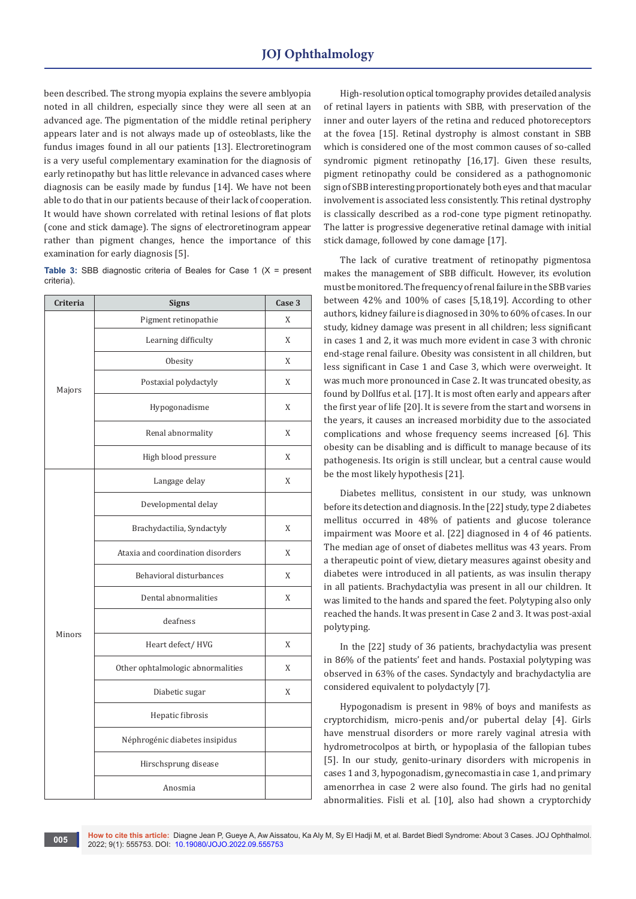been described. The strong myopia explains the severe amblyopia noted in all children, especially since they were all seen at an advanced age. The pigmentation of the middle retinal periphery appears later and is not always made up of osteoblasts, like the fundus images found in all our patients [13]. Electroretinogram is a very useful complementary examination for the diagnosis of early retinopathy but has little relevance in advanced cases where diagnosis can be easily made by fundus [14]. We have not been able to do that in our patients because of their lack of cooperation. It would have shown correlated with retinal lesions of flat plots (cone and stick damage). The signs of electroretinogram appear rather than pigment changes, hence the importance of this examination for early diagnosis [5].

**Table 3:** SBB diagnostic criteria of Beales for Case 1 (X = present criteria).

| Criteria | Signs | Case 3 |
|---|---|---|
| Majors | Pigment retinopathie | X |
| | Learning difficulty | X |
| | Obesity | X |
| | Postaxial polydactyly | X |
| | Hypogonadisme | X |
| | Renal abnormality | X |
| | High blood pressure | X |
| Minors | Langage delay | X |
| | Developmental delay | |
| | Brachydactilia, Syndactyly | X |
| | Ataxia and coordination disorders | X |
| | Behavioral disturbances | X |
| | Dental abnormalities | X |
| | deafness | |
| | Heart defect/ HVG | X |
| | Other ophtalmologic abnormalities | X |
| | Diabetic sugar | X |
| | Hepatic fibrosis | |
| | Néphrogénic diabetes insipidus | |
| | Hirschsprung disease | |
| | Anosmia | |

High-resolution optical tomography provides detailed analysis of retinal layers in patients with SBB, with preservation of the inner and outer layers of the retina and reduced photoreceptors at the fovea [15]. Retinal dystrophy is almost constant in SBB which is considered one of the most common causes of so-called syndromic pigment retinopathy [16,17]. Given these results, pigment retinopathy could be considered as a pathognomonic sign of SBB interesting proportionately both eyes and that macular involvement is associated less consistently. This retinal dystrophy is classically described as a rod-cone type pigment retinopathy. The latter is progressive degenerative retinal damage with initial stick damage, followed by cone damage [17].

The lack of curative treatment of retinopathy pigmentosa makes the management of SBB difficult. However, its evolution must be monitored. The frequency of renal failure in the SBB varies between 42% and 100% of cases [5,18,19]. According to other authors, kidney failure is diagnosed in 30% to 60% of cases. In our study, kidney damage was present in all children; less significant in cases 1 and 2, it was much more evident in case 3 with chronic end-stage renal failure. Obesity was consistent in all children, but less significant in Case 1 and Case 3, which were overweight. It was much more pronounced in Case 2. It was truncated obesity, as found by Dollfus et al. [17]. It is most often early and appears after the first year of life [20]. It is severe from the start and worsens in the years, it causes an increased morbidity due to the associated complications and whose frequency seems increased [6]. This obesity can be disabling and is difficult to manage because of its pathogenesis. Its origin is still unclear, but a central cause would be the most likely hypothesis [21].

Diabetes mellitus, consistent in our study, was unknown before its detection and diagnosis. In the [22] study, type 2 diabetes mellitus occurred in 48% of patients and glucose tolerance impairment was Moore et al. [22] diagnosed in 4 of 46 patients. The median age of onset of diabetes mellitus was 43 years. From a therapeutic point of view, dietary measures against obesity and diabetes were introduced in all patients, as was insulin therapy in all patients. Brachydactylia was present in all our children. It was limited to the hands and spared the feet. Polytyping also only reached the hands. It was present in Case 2 and 3. It was post-axial polytyping.

In the [22] study of 36 patients, brachydactylia was present in 86% of the patients' feet and hands. Postaxial polytyping was observed in 63% of the cases. Syndactyly and brachydactylia are considered equivalent to polydactyly [7].

Hypogonadism is present in 98% of boys and manifests as cryptorchidism, micro-penis and/or pubertal delay [4]. Girls have menstrual disorders or more rarely vaginal atresia with hydrometrocolpos at birth, or hypoplasia of the fallopian tubes [5]. In our study, genito-urinary disorders with micropenis in cases 1 and 3, hypogonadism, gynecomastia in case 1, and primary amenorrhea in case 2 were also found. The girls had no genital abnormalities. Fisli et al. [10], also had shown a cryptorchidy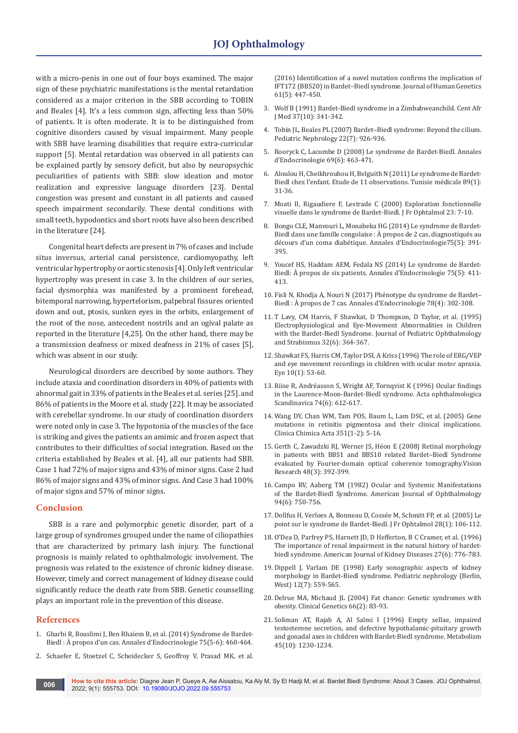with a micro-penis in one out of four boys examined. The major sign of these psychiatric manifestations is the mental retardation considered as a major criterion in the SBB according to TOBIN and Beales [4]. It's a less common sign, affecting less than 50% of patients. It is often moderate. It is to be distinguished from cognitive disorders caused by visual impairment. Many people with SBB have learning disabilities that require extra-curricular support [5]. Mental retardation was observed in all patients can be explained partly by sensory deficit, but also by neuropsychic peculiarities of patients with SBB: slow ideation and motor realization and expressive language disorders [23]. Dental congestion was present and constant in all patients and caused speech impairment secondarily. These dental conditions with small teeth, hypodontics and short roots have also been described in the literature [24].

Congenital heart defects are present in 7% of cases and include situs inversus, arterial canal persistence, cardiomyopathy, left ventricular hypertrophy or aortic stenosis [4]. Only left ventricular hypertrophy was present in case 3. In the children of our series, facial dysmorphia was manifested by a prominent forehead, bitemporal narrowing, hypertelorism, palpebral fissures oriented down and out, ptosis, sunken eyes in the orbits, enlargement of the root of the nose, antecedent nostrils and an ogival palate as reported in the literature [4,25]. On the other hand, there may be a transmission deafness or mixed deafness in 21% of cases [5], which was absent in our study.

Neurological disorders are described by some authors. They include ataxia and coordination disorders in 40% of patients with abnormal gait in 33% of patients in the Beales et al. series [25]. and 86% of patients in the Moore et al. study [22]. It may be associated with cerebellar syndrome. In our study of coordination disorders were noted only in case 3. The hypotonia of the muscles of the face is striking and gives the patients an amimic and frozen aspect that contributes to their difficulties of social integration. Based on the criteria established by Beales et al. [4], all our patients had SBB. Case 1 had 72% of major signs and 43% of minor signs. Case 2 had 86% of major signs and 43% of minor signs. And Case 3 had 100% of major signs and 57% of minor signs.

## Conclusion

SBB is a rare and polymorphic genetic disorder, part of a large group of syndromes grouped under the name of ciliopathies that are characterized by primary lash injury. The functional prognosis is mainly related to ophthalmologic involvement. The prognosis was related to the existence of chronic kidney disease. However, timely and correct management of kidney disease could significantly reduce the death rate from SBB. Genetic counselling plays an important role in the prevention of this disease.

## References

1. Gharbi R, Bouslimi J, Ben Rhaiem B, et al. (2014) Syndrome de Bardet-Biedl : À propos d'un cas. Annales d'Endocrinologie 75(5-6): 460-464.
2. Schaefer E, Stoetzel C, Scheidecker S, Geoffroy V, Prasad MK, et al. (2016) Identification of a novel mutation confirms the implication of IFT172 (BBS20) in Bardet–Biedl syndrome. Journal of Human Genetics 61(5): 447-450.
3. Wolf B (1991) Bardet-Biedl syndrome in a Zimbabweanchild. Cent Afr J Med 37(10): 341-342.
4. Tobin JL, Beales PL (2007) Bardet–Biedl syndrome: Beyond the cilium. Pediatric Nephrology 22(7): 926-936.
5. Rooryck C, Lacombe D (2008) Le syndrome de Bardet-Biedl. Annales d'Endocrinologie 69(6): 463-471.
6. Aloulou H, Cheikhrouhou H, Belguith N (2011) Le syndrome de Bardet-Biedl chez l'enfant. Etude de 11 observations. Tunisie médicale 89(1): 31-36.
7. Moati II, Rigaudiere F, Lestrade C (2000) Exploration fonctionnelle visuelle dans le syndrome de Bardet-Biedl. J Fr Ophtalmol 23: 7-10.
8. Bongo CLE, Manvouri L, Monabeka HG (2014) Le syndrome de Bardet-Biedl dans une famille congolaise : À propos de 2 cas, diagnostiqués au décours d'un coma diabétique. Annales d'Endocrinologie75(5): 391-395.
9. Youcef HS, Haddam AEM, Fedala NS (2014) Le syndrome de Bardet-Biedl: À propos de six patients. Annales d'Endocrinologie 75(5): 411-413.
10. Fisli N, Khodja A, Nouri N (2017) Phénotype du syndrome de Bardet–Biedl : À propos de 7 cas. Annales d'Endocrinologie 78(4): 302-308.
11. T Lavy, CM Harris, F Shawkat, D Thompson, D Taylor, et al. (1995) Electrophysiological and Eye-Movement Abnormalities in Children with the Bardet-Biedl Syndrome. Journal of Pediatric Ophthalmology and Strabismus 32(6): 364-367.
12. Shawkat FS, Harris CM, Taylor DSI, A Kriss (1996) The role of ERG/VEP and eye movement recordings in children with ocular motor apraxia. Eye 10(1): 53-60.
13. Riise R, Andréasson S, Wright AF, Tornqvist K (1996) Ocular findings in the Laurence-Moon-Bardet-Biedl syndrome. Acta ophthalmologica Scandinavica 74(6): 612-617.
14. Wang DY, Chan WM, Tam POS, Baum L, Lam DSC, et al. (2005) Gene mutations in retinitis pigmentosa and their clinical implications. Clinica Chimica Acta 351(1-2): 5-16.
15. Gerth C, Zawadzki RJ, Werner JS, Héon E (2008) Retinal morphology in patients with BBS1 and BBS10 related Bardet–Biedl Syndrome evaluated by Fourier-domain optical coherence tomography.Vision Research 48(3): 392-399.
16. Campo RV, Aaberg TM (1982) Ocular and Systemic Manifestations of the Bardet-Biedl Syndrome. American Journal of Ophthalmology 94(6): 750-756.
17. Dollfus H, Verloes A, Bonneau D, Cossée M, Schmitt FP, et al. (2005) Le point sur le syndrome de Bardet-Biedl. J Fr Ophtalmol 28(1): 106-112.
18. O'Dea D, Parfrey PS, Harnett JD, D Hefferton, B C Cramer, et al. (1996) The importance of renal impairment in the natural history of bardet-biedl syndrome. American Journal of Kidney Diseases 27(6): 776-783.
19. Dippell J, Varlam DE (1998) Early sonographic aspects of kidney morphology in Bardet-Biedl syndrome. Pediatric nephrology (Berlin, West) 12(7): 559-565.
20. Delrue MA, Michaud JL (2004) Fat chance: Genetic syndromes with obesity. Clinical Genetics 66(2): 83-93.
21. Soliman AT, Rajab A, Al Salmi I (1996) Empty sellae, impaired testosterone secretion, and defective hypothalamic-pituitary growth and gonadal axes in children with Bardet-Biedl syndrome. Metabolism 45(10): 1230-1234.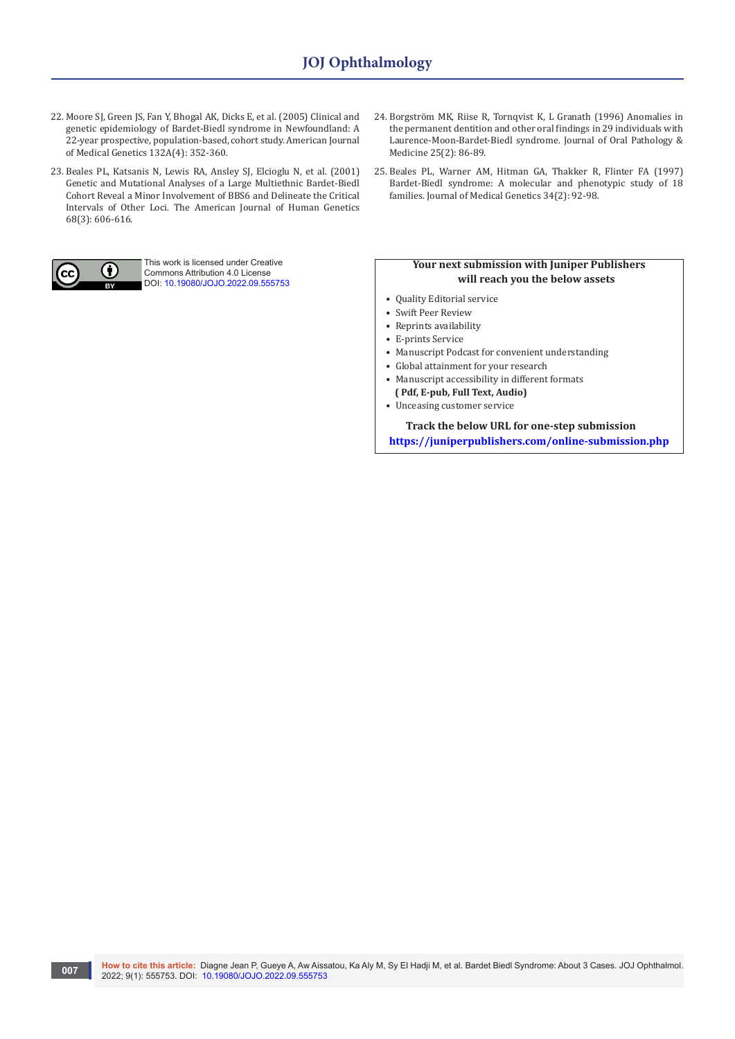22. Moore SJ, Green JS, Fan Y, Bhogal AK, Dicks E, et al. (2005) Clinical and genetic epidemiology of Bardet-Biedl syndrome in Newfoundland: A 22-year prospective, population-based, cohort study. American Journal of Medical Genetics 132A(4): 352-360.
23. Beales PL, Katsanis N, Lewis RA, Ansley SJ, Elcioglu N, et al. (2001) Genetic and Mutational Analyses of a Large Multiethnic Bardet-Biedl Cohort Reveal a Minor Involvement of BBS6 and Delineate the Critical Intervals of Other Loci. The American Journal of Human Genetics 68(3): 606-616.
24. Borgström MK, Riise R, Tornqvist K, L Granath (1996) Anomalies in the permanent dentition and other oral findings in 29 individuals with Laurence-Moon-Bardet-Biedl syndrome. Journal of Oral Pathology & Medicine 25(2): 86-89.
25. Beales PL, Warner AM, Hitman GA, Thakker R, Flinter FA (1997) Bardet-Biedl syndrome: A molecular and phenotypic study of 18 families. Journal of Medical Genetics 34(2): 92-98.

This work is licensed under Creative Commons Attribution 4.0 License
DOI: 10.19080/JOJO.2022.09.555753

**Your next submission with Juniper Publishers will reach you the below assets**

- Quality Editorial service
- Swift Peer Review
- Reprints availability
- E-prints Service
- Manuscript Podcast for convenient understanding
- Global attainment for your research
- Manuscript accessibility in different formats
  **( Pdf, E-pub, Full Text, Audio)**
- Unceasing customer service

**Track the below URL for one-step submission**
**https://juniperpublishers.com/online-submission.php**

**How to cite this article:** Diagne Jean P, Gueye A, Aw Aissatou, Ka Aly M, Sy El Hadji M, et al. Bardet Biedl Syndrome: About 3 Cases. JOJ Ophthalmol. 2022; 9(1): 555753. DOI: 10.19080/JOJO.2022.09.555753